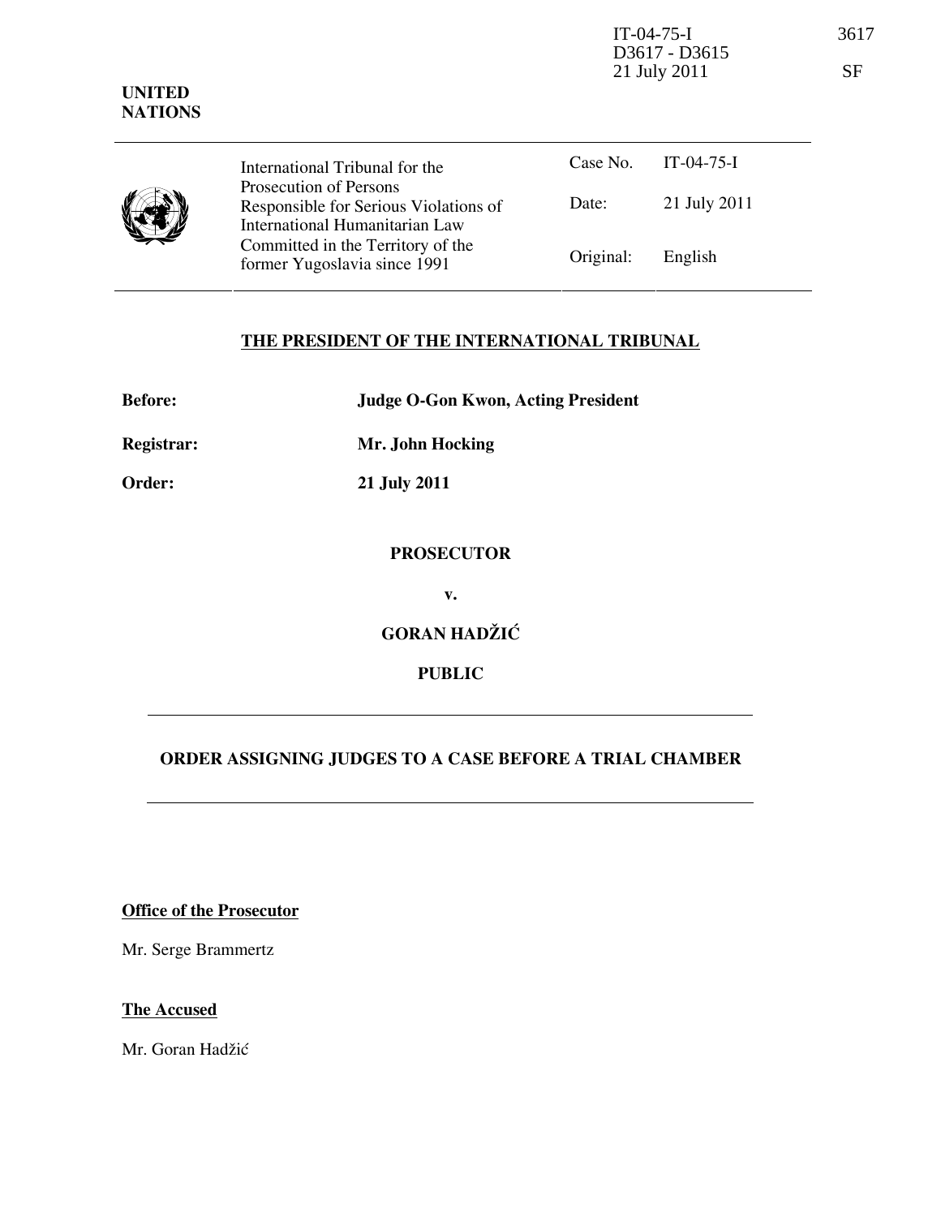IT-04-75-I
D3617 - D3615
21 July 2011

3617

SF

**UNITED NATIONS**

| | | |
|---|---|---|
| International Tribunal for the Prosecution of Persons Responsible for Serious Violations of International Humanitarian Law Committed in the Territory of the former Yugoslavia since 1991 | Case No. | IT-04-75-I |
| | Date: | 21 July 2011 |
| | Original: | English |

## THE PRESIDENT OF THE INTERNATIONAL TRIBUNAL

**Before:** **Judge O-Gon Kwon, Acting President**

**Registrar:** **Mr. John Hocking**

**Order:** **21 July 2011**

**PROSECUTOR**

**v.**

**GORAN HADŽIĆ**

**PUBLIC**

## ORDER ASSIGNING JUDGES TO A CASE BEFORE A TRIAL CHAMBER

**Office of the Prosecutor**

Mr. Serge Brammertz

**The Accused**

Mr. Goran Hadžić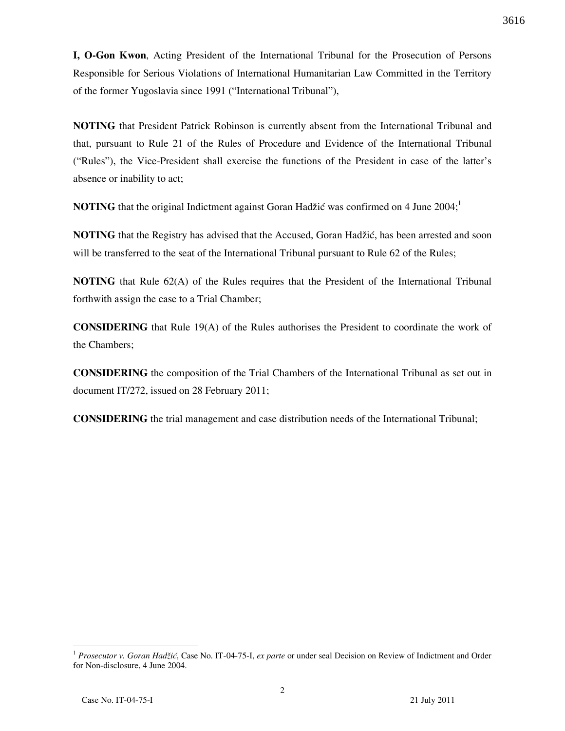**I, O-Gon Kwon**, Acting President of the International Tribunal for the Prosecution of Persons Responsible for Serious Violations of International Humanitarian Law Committed in the Territory of the former Yugoslavia since 1991 ("International Tribunal"),

**NOTING** that President Patrick Robinson is currently absent from the International Tribunal and that, pursuant to Rule 21 of the Rules of Procedure and Evidence of the International Tribunal ("Rules"), the Vice-President shall exercise the functions of the President in case of the latter's absence or inability to act;

**NOTING** that the original Indictment against Goran Hadžić was confirmed on 4 June 2004;[1]

**NOTING** that the Registry has advised that the Accused, Goran Hadžić, has been arrested and soon will be transferred to the seat of the International Tribunal pursuant to Rule 62 of the Rules;

**NOTING** that Rule 62(A) of the Rules requires that the President of the International Tribunal forthwith assign the case to a Trial Chamber;

**CONSIDERING** that Rule 19(A) of the Rules authorises the President to coordinate the work of the Chambers;

**CONSIDERING** the composition of the Trial Chambers of the International Tribunal as set out in document IT/272, issued on 28 February 2011;

**CONSIDERING** the trial management and case distribution needs of the International Tribunal;

---

[1] *Prosecutor v. Goran Hadžić*, Case No. IT-04-75-I, *ex parte* or under seal Decision on Review of Indictment and Order for Non-disclosure, 4 June 2004.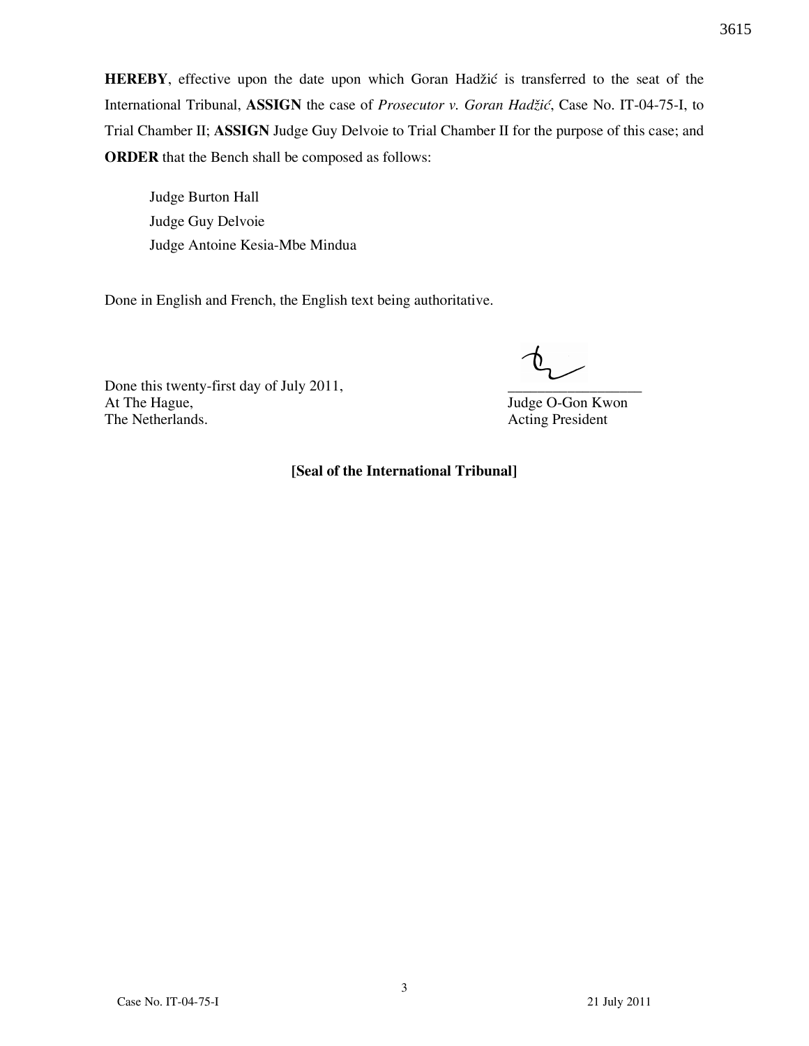**HEREBY**, effective upon the date upon which Goran Hadžić is transferred to the seat of the International Tribunal, **ASSIGN** the case of *Prosecutor v. Goran Hadžić*, Case No. IT-04-75-I, to Trial Chamber II; **ASSIGN** Judge Guy Delvoie to Trial Chamber II for the purpose of this case; and **ORDER** that the Bench shall be composed as follows:

Judge Burton Hall
Judge Guy Delvoie
Judge Antoine Kesia-Mbe Mindua

Done in English and French, the English text being authoritative.

Done this twenty-first day of July 2011,
At The Hague,
The Netherlands.

\_\_\_\_\_\_\_\_\_\_\_\_\_\_\_\_\_\_
Judge O-Gon Kwon
Acting President

**[Seal of the International Tribunal]**